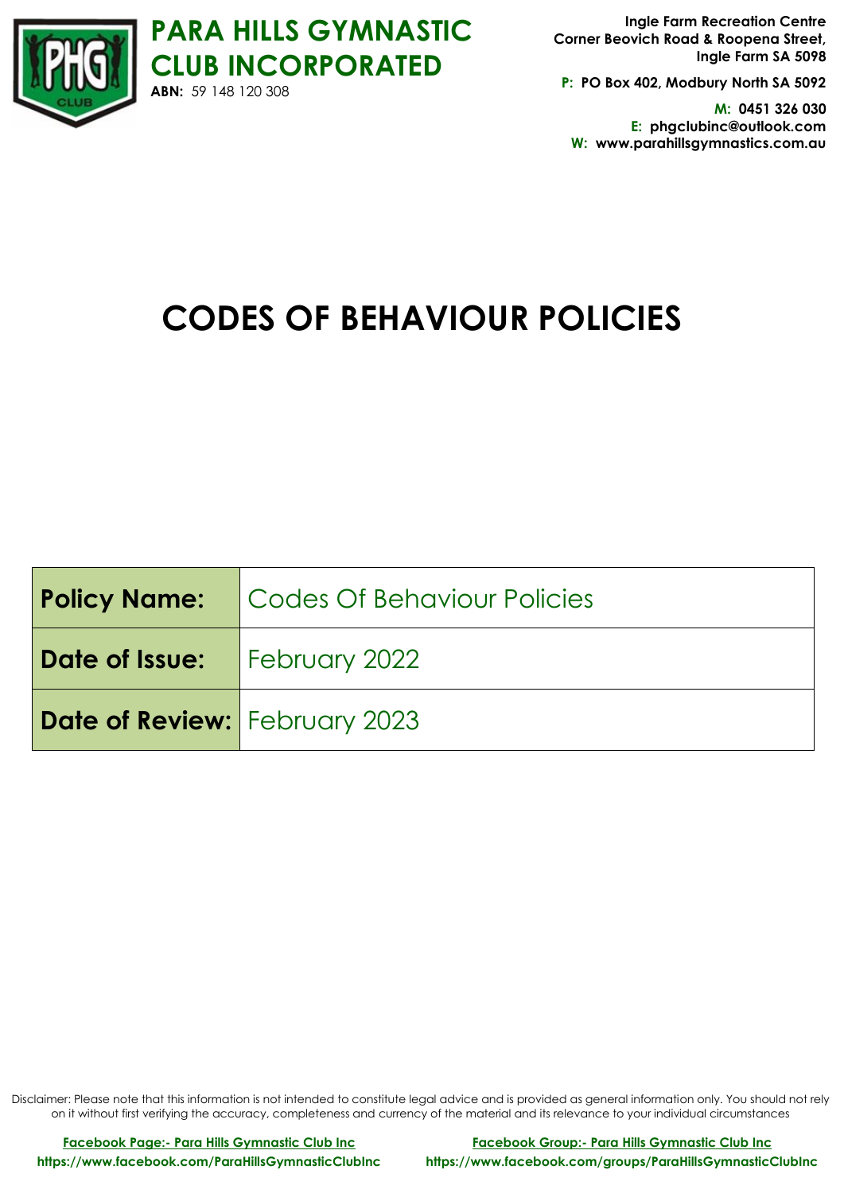# PARA HILLS GYMNASTIC CLUB INCORPORATED

**ABN:** 59 148 120 308

**Ingle Farm Recreation Centre**
**Corner Beovich Road & Roopena Street,**
**Ingle Farm SA 5098**

**P: PO Box 402, Modbury North SA 5092**

**M: 0451 326 030**
**E: phgclubinc@outlook.com**
**W: www.parahillsgymnastics.com.au**

# CODES OF BEHAVIOUR POLICIES

| **Policy Name:** | Codes Of Behaviour Policies |
|---|---|
| **Date of Issue:** | February 2022 |
| **Date of Review:** | February 2023 |

Disclaimer: Please note that this information is not intended to constitute legal advice and is provided as general information only. You should not rely on it without first verifying the accuracy, completeness and currency of the material and its relevance to your individual circumstances

**Facebook Page:- Para Hills Gymnastic Club Inc**
**https://www.facebook.com/ParaHillsGymnasticClubInc**

**Facebook Group:- Para Hills Gymnastic Club Inc**
**https://www.facebook.com/groups/ParaHillsGymnasticClubInc**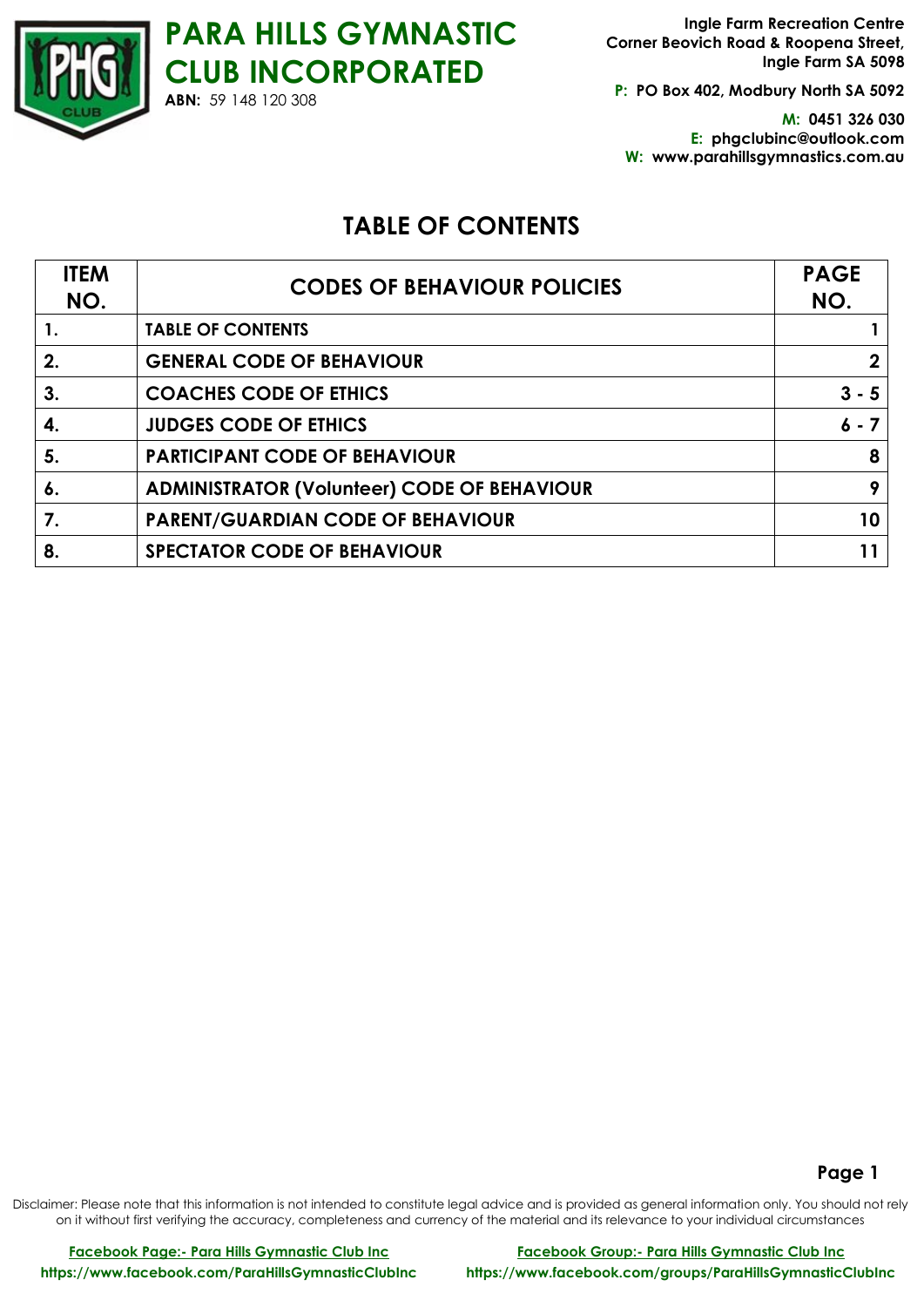# PARA HILLS GYMNASTIC CLUB INCORPORATED

**ABN:** 59 148 120 308

**Ingle Farm Recreation Centre**
**Corner Beovich Road & Roopena Street,**
**Ingle Farm SA 5098**

**P: PO Box 402, Modbury North SA 5092**

**M: 0451 326 030**
**E: phgclubinc@outlook.com**
**W: www.parahillsgymnastics.com.au**

## TABLE OF CONTENTS

| ITEM NO. | CODES OF BEHAVIOUR POLICIES | PAGE NO. |
|---|---|---|
| 1. | TABLE OF CONTENTS | 1 |
| 2. | GENERAL CODE OF BEHAVIOUR | 2 |
| 3. | COACHES CODE OF ETHICS | 3 - 5 |
| 4. | JUDGES CODE OF ETHICS | 6 - 7 |
| 5. | PARTICIPANT CODE OF BEHAVIOUR | 8 |
| 6. | ADMINISTRATOR (Volunteer) CODE OF BEHAVIOUR | 9 |
| 7. | PARENT/GUARDIAN CODE OF BEHAVIOUR | 10 |
| 8. | SPECTATOR CODE OF BEHAVIOUR | 11 |

Disclaimer: Please note that this information is not intended to constitute legal advice and is provided as general information only. You should not rely on it without first verifying the accuracy, completeness and currency of the material and its relevance to your individual circumstances

**Facebook Page:- Para Hills Gymnastic Club Inc**
**https://www.facebook.com/ParaHillsGymnasticClubInc**

**Facebook Group:- Para Hills Gymnastic Club Inc**
**https://www.facebook.com/groups/ParaHillsGymnasticClubInc**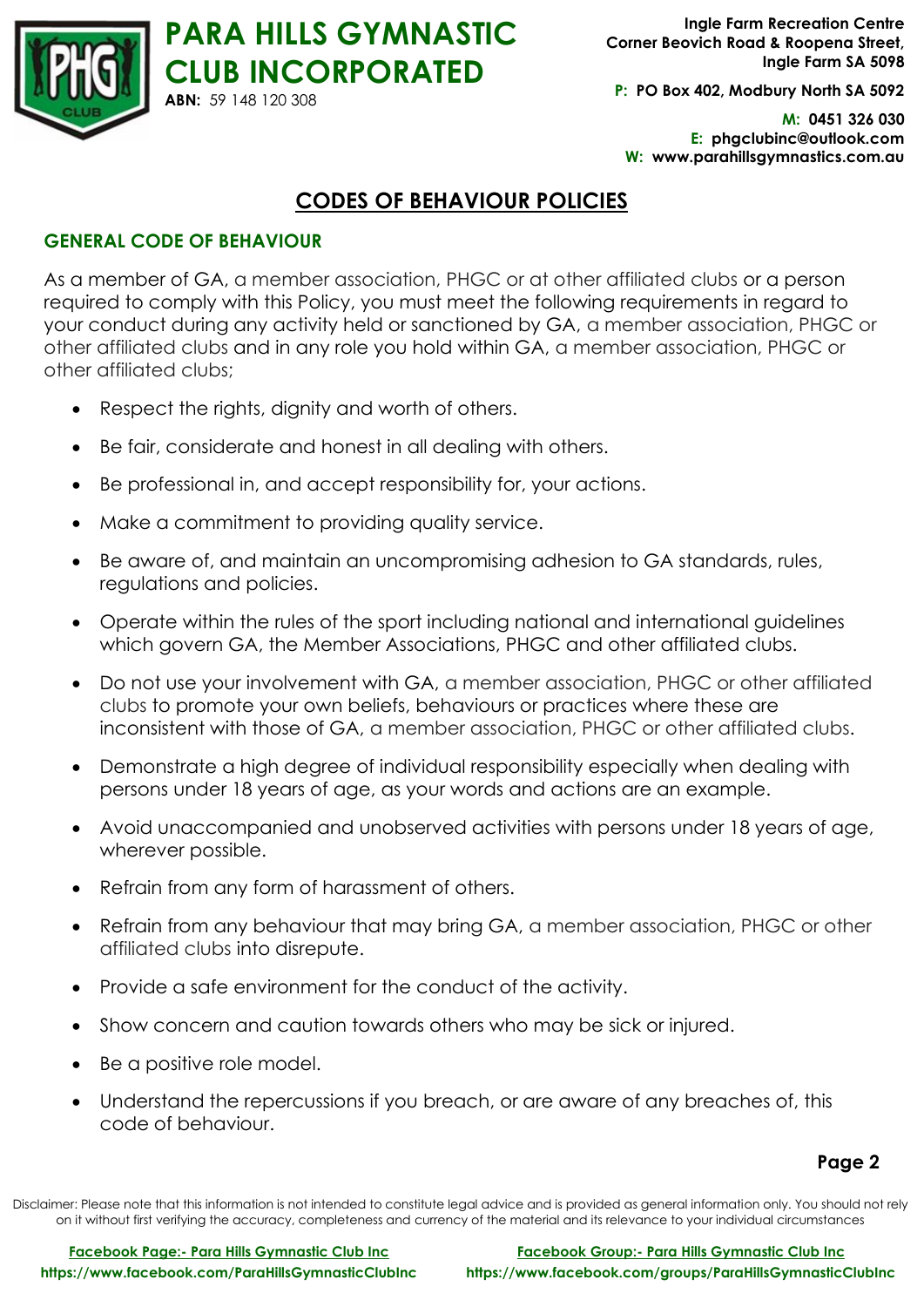# CODES OF BEHAVIOUR POLICIES

## GENERAL CODE OF BEHAVIOUR

As a member of GA, a member association, PHGC or at other affiliated clubs or a person required to comply with this Policy, you must meet the following requirements in regard to your conduct during any activity held or sanctioned by GA, a member association, PHGC or other affiliated clubs and in any role you hold within GA, a member association, PHGC or other affiliated clubs;

- Respect the rights, dignity and worth of others.
- Be fair, considerate and honest in all dealing with others.
- Be professional in, and accept responsibility for, your actions.
- Make a commitment to providing quality service.
- Be aware of, and maintain an uncompromising adhesion to GA standards, rules, regulations and policies.
- Operate within the rules of the sport including national and international guidelines which govern GA, the Member Associations, PHGC and other affiliated clubs.
- Do not use your involvement with GA, a member association, PHGC or other affiliated clubs to promote your own beliefs, behaviours or practices where these are inconsistent with those of GA, a member association, PHGC or other affiliated clubs.
- Demonstrate a high degree of individual responsibility especially when dealing with persons under 18 years of age, as your words and actions are an example.
- Avoid unaccompanied and unobserved activities with persons under 18 years of age, wherever possible.
- Refrain from any form of harassment of others.
- Refrain from any behaviour that may bring GA, a member association, PHGC or other affiliated clubs into disrepute.
- Provide a safe environment for the conduct of the activity.
- Show concern and caution towards others who may be sick or injured.
- Be a positive role model.
- Understand the repercussions if you breach, or are aware of any breaches of, this code of behaviour.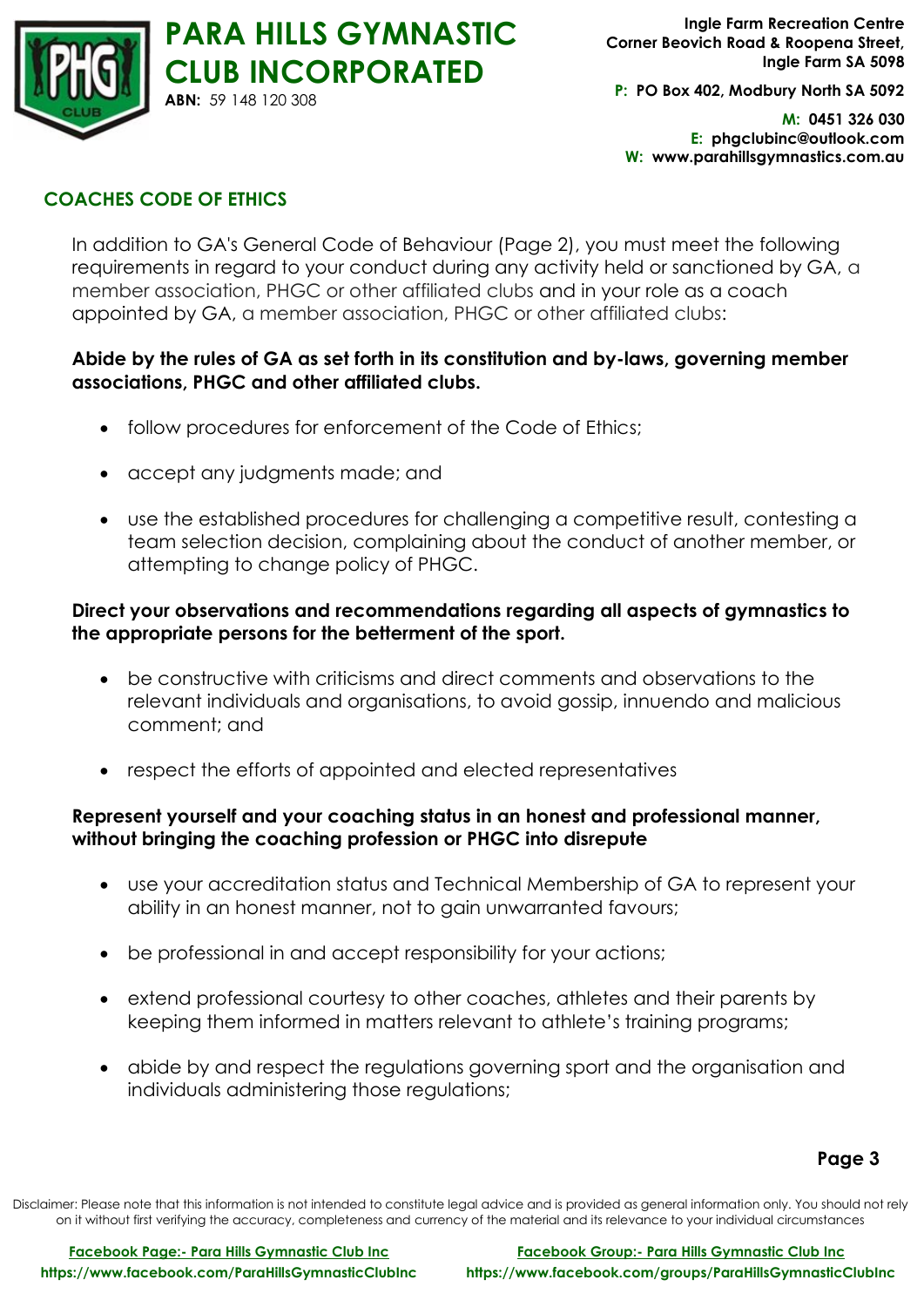## COACHES CODE OF ETHICS

In addition to GA's General Code of Behaviour (Page 2), you must meet the following requirements in regard to your conduct during any activity held or sanctioned by GA, a member association, PHGC or other affiliated clubs and in your role as a coach appointed by GA, a member association, PHGC or other affiliated clubs:

**Abide by the rules of GA as set forth in its constitution and by-laws, governing member associations, PHGC and other affiliated clubs.**

- follow procedures for enforcement of the Code of Ethics;
- accept any judgments made; and
- use the established procedures for challenging a competitive result, contesting a team selection decision, complaining about the conduct of another member, or attempting to change policy of PHGC.

**Direct your observations and recommendations regarding all aspects of gymnastics to the appropriate persons for the betterment of the sport.**

- be constructive with criticisms and direct comments and observations to the relevant individuals and organisations, to avoid gossip, innuendo and malicious comment; and
- respect the efforts of appointed and elected representatives

**Represent yourself and your coaching status in an honest and professional manner, without bringing the coaching profession or PHGC into disrepute**

- use your accreditation status and Technical Membership of GA to represent your ability in an honest manner, not to gain unwarranted favours;
- be professional in and accept responsibility for your actions;
- extend professional courtesy to other coaches, athletes and their parents by keeping them informed in matters relevant to athlete's training programs;
- abide by and respect the regulations governing sport and the organisation and individuals administering those regulations;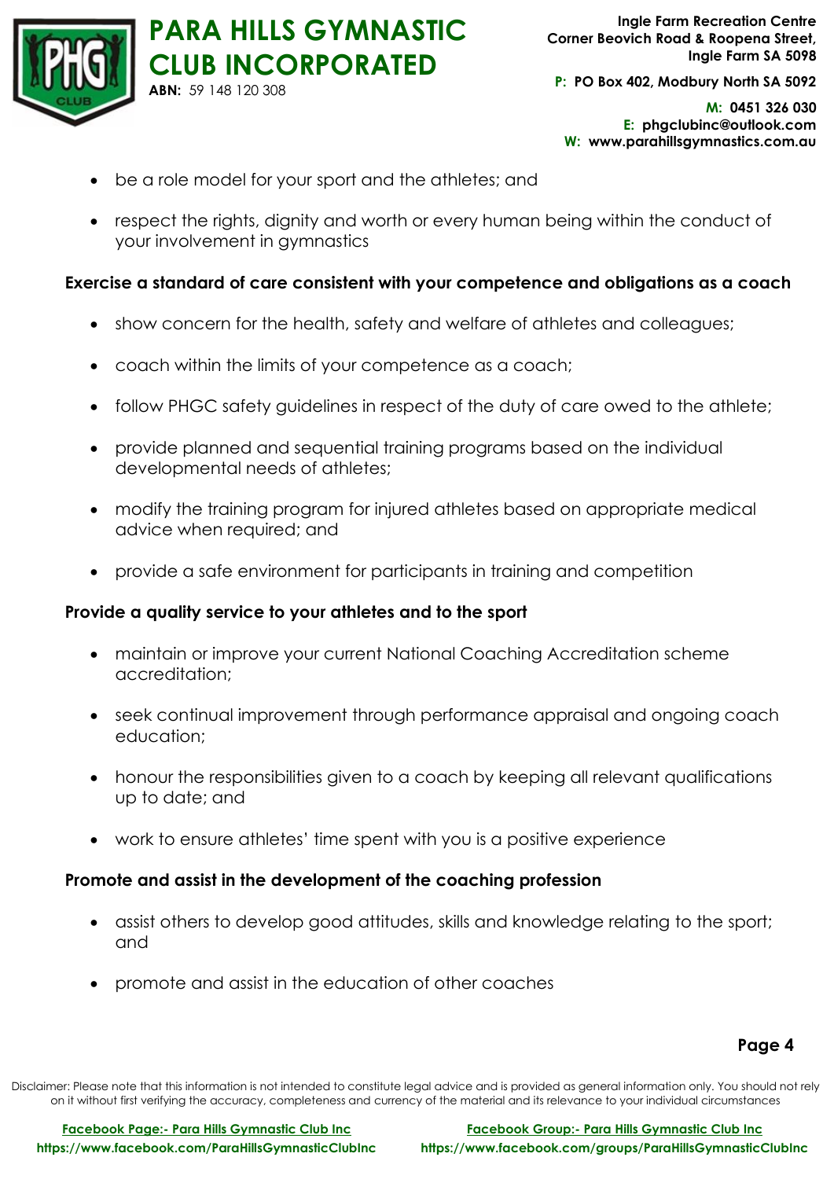- be a role model for your sport and the athletes; and
- respect the rights, dignity and worth or every human being within the conduct of your involvement in gymnastics

**Exercise a standard of care consistent with your competence and obligations as a coach**

- show concern for the health, safety and welfare of athletes and colleagues;
- coach within the limits of your competence as a coach;
- follow PHGC safety guidelines in respect of the duty of care owed to the athlete;
- provide planned and sequential training programs based on the individual developmental needs of athletes;
- modify the training program for injured athletes based on appropriate medical advice when required; and
- provide a safe environment for participants in training and competition

**Provide a quality service to your athletes and to the sport**

- maintain or improve your current National Coaching Accreditation scheme accreditation;
- seek continual improvement through performance appraisal and ongoing coach education;
- honour the responsibilities given to a coach by keeping all relevant qualifications up to date; and
- work to ensure athletes' time spent with you is a positive experience

**Promote and assist in the development of the coaching profession**

- assist others to develop good attitudes, skills and knowledge relating to the sport; and
- promote and assist in the education of other coaches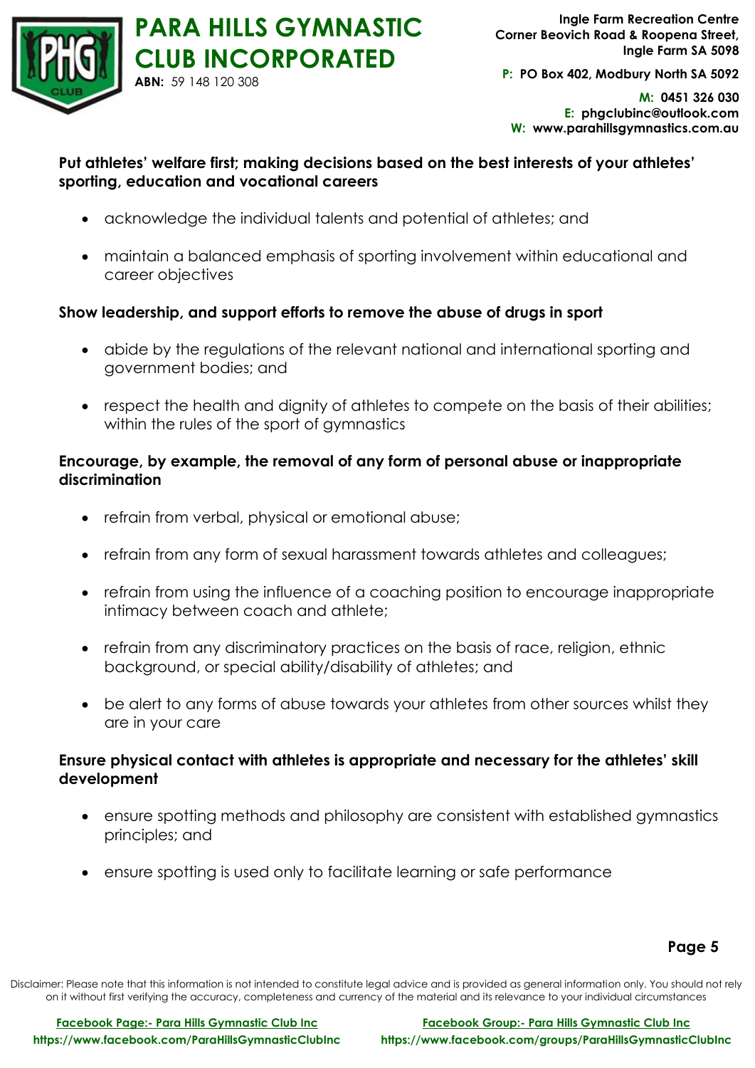**Put athletes' welfare first; making decisions based on the best interests of your athletes' sporting, education and vocational careers**

- acknowledge the individual talents and potential of athletes; and
- maintain a balanced emphasis of sporting involvement within educational and career objectives

**Show leadership, and support efforts to remove the abuse of drugs in sport**

- abide by the regulations of the relevant national and international sporting and government bodies; and
- respect the health and dignity of athletes to compete on the basis of their abilities; within the rules of the sport of gymnastics

**Encourage, by example, the removal of any form of personal abuse or inappropriate discrimination**

- refrain from verbal, physical or emotional abuse;
- refrain from any form of sexual harassment towards athletes and colleagues;
- refrain from using the influence of a coaching position to encourage inappropriate intimacy between coach and athlete;
- refrain from any discriminatory practices on the basis of race, religion, ethnic background, or special ability/disability of athletes; and
- be alert to any forms of abuse towards your athletes from other sources whilst they are in your care

**Ensure physical contact with athletes is appropriate and necessary for the athletes' skill development**

- ensure spotting methods and philosophy are consistent with established gymnastics principles; and
- ensure spotting is used only to facilitate learning or safe performance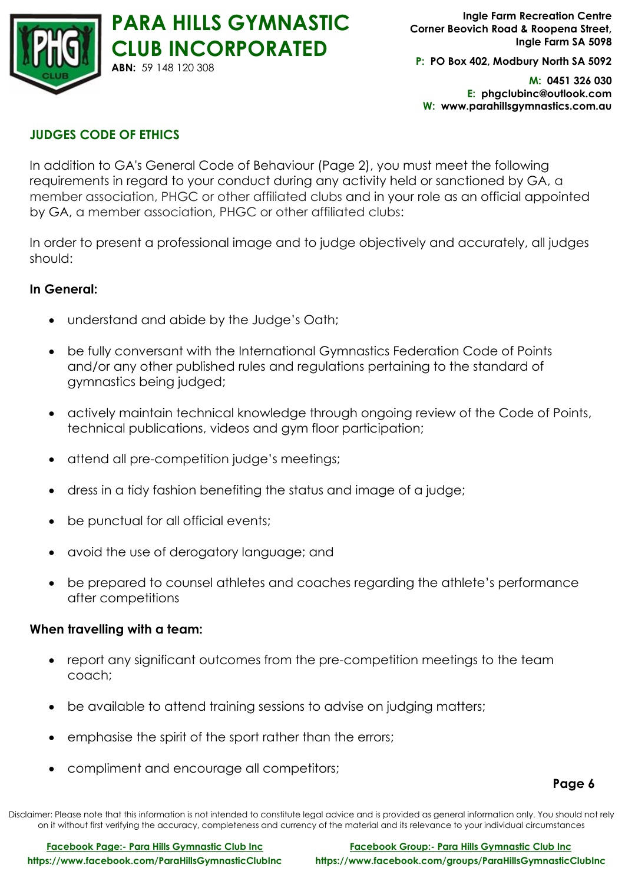## JUDGES CODE OF ETHICS

In addition to GA's General Code of Behaviour (Page 2), you must meet the following requirements in regard to your conduct during any activity held or sanctioned by GA, a member association, PHGC or other affiliated clubs and in your role as an official appointed by GA, a member association, PHGC or other affiliated clubs:

In order to present a professional image and to judge objectively and accurately, all judges should:

**In General:**

- understand and abide by the Judge's Oath;
- be fully conversant with the International Gymnastics Federation Code of Points and/or any other published rules and regulations pertaining to the standard of gymnastics being judged;
- actively maintain technical knowledge through ongoing review of the Code of Points, technical publications, videos and gym floor participation;
- attend all pre-competition judge's meetings;
- dress in a tidy fashion benefiting the status and image of a judge;
- be punctual for all official events;
- avoid the use of derogatory language; and
- be prepared to counsel athletes and coaches regarding the athlete's performance after competitions

**When travelling with a team:**

- report any significant outcomes from the pre-competition meetings to the team coach;
- be available to attend training sessions to advise on judging matters;
- emphasise the spirit of the sport rather than the errors;
- compliment and encourage all competitors;

Disclaimer: Please note that this information is not intended to constitute legal advice and is provided as general information only. You should not rely on it without first verifying the accuracy, completeness and currency of the material and its relevance to your individual circumstances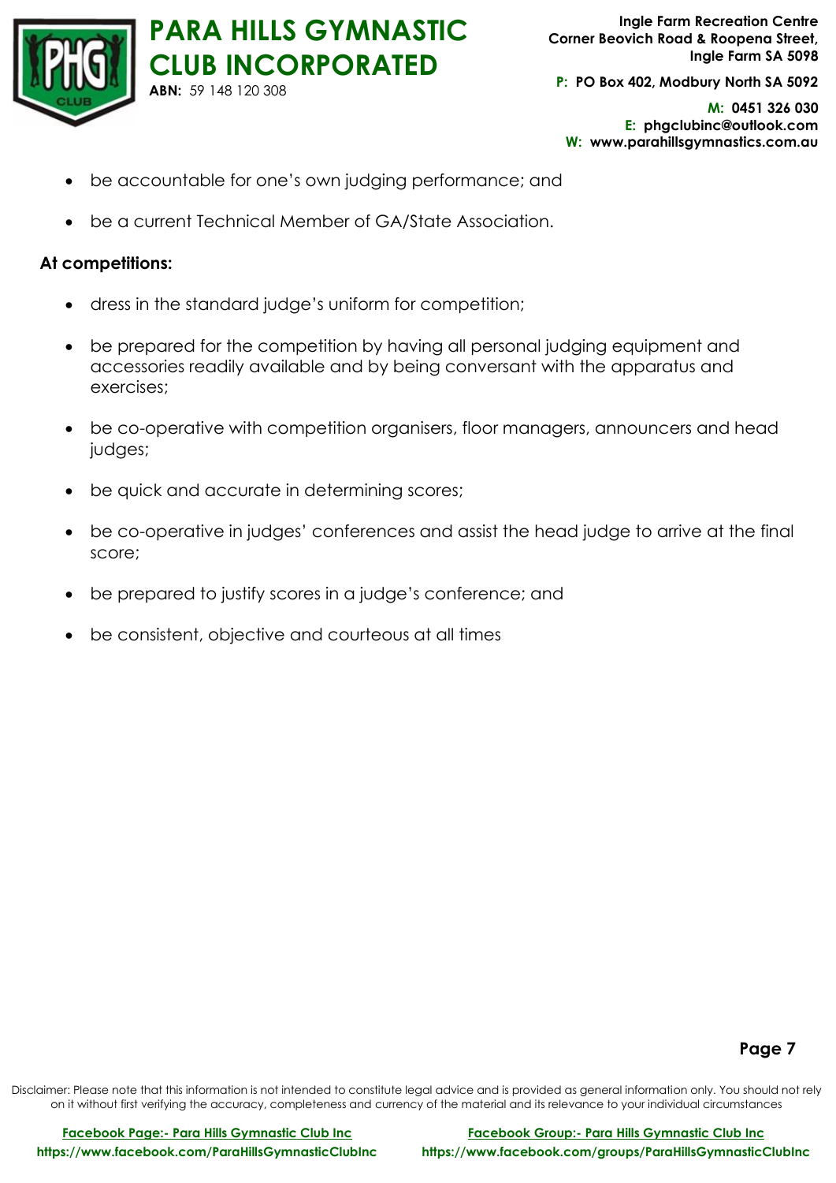- be accountable for one's own judging performance; and
- be a current Technical Member of GA/State Association.

**At competitions:**

- dress in the standard judge's uniform for competition;
- be prepared for the competition by having all personal judging equipment and accessories readily available and by being conversant with the apparatus and exercises;
- be co-operative with competition organisers, floor managers, announcers and head judges;
- be quick and accurate in determining scores;
- be co-operative in judges' conferences and assist the head judge to arrive at the final score;
- be prepared to justify scores in a judge's conference; and
- be consistent, objective and courteous at all times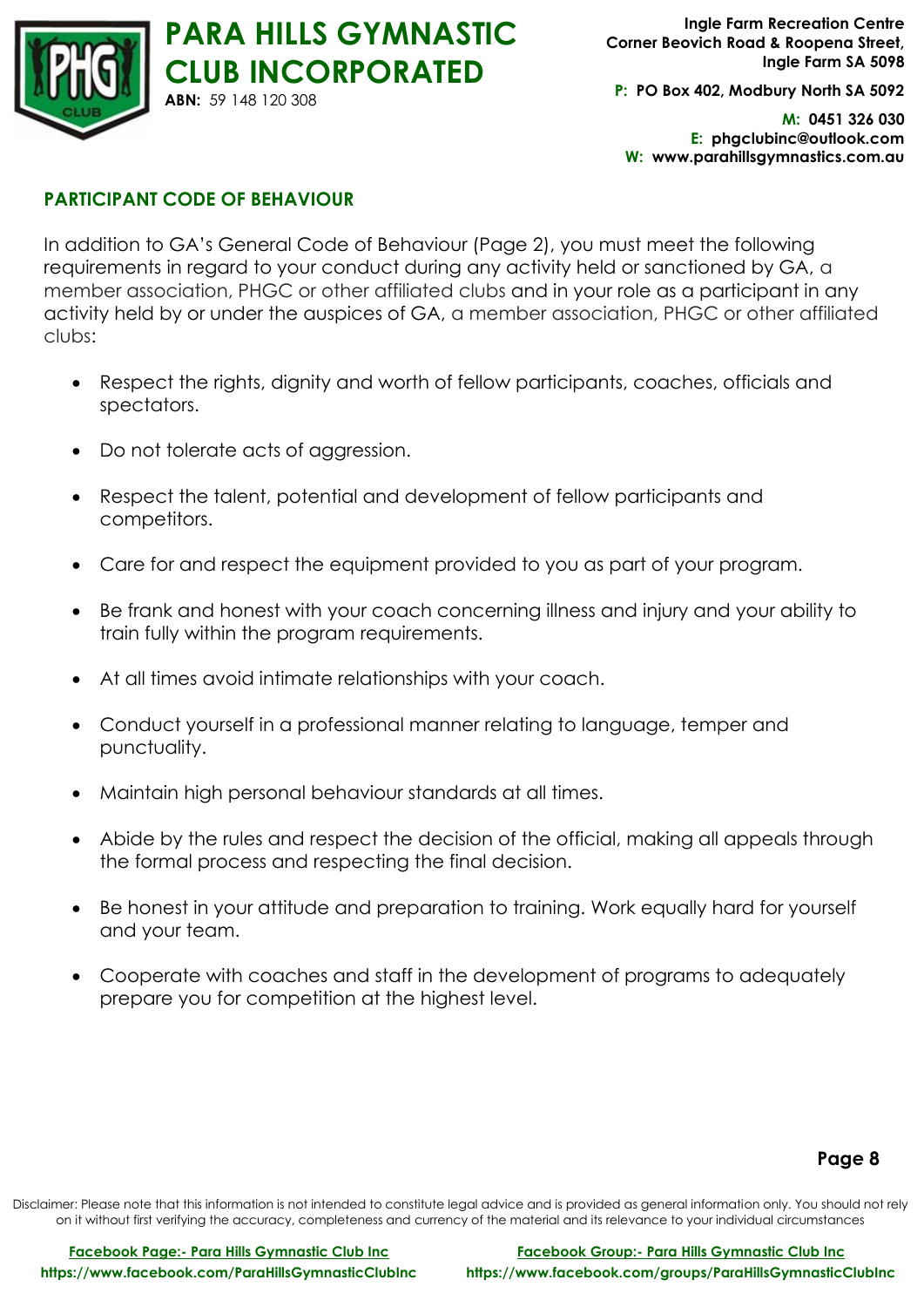## PARTICIPANT CODE OF BEHAVIOUR

In addition to GA's General Code of Behaviour (Page 2), you must meet the following requirements in regard to your conduct during any activity held or sanctioned by GA, a member association, PHGC or other affiliated clubs and in your role as a participant in any activity held by or under the auspices of GA, a member association, PHGC or other affiliated clubs:

- Respect the rights, dignity and worth of fellow participants, coaches, officials and spectators.
- Do not tolerate acts of aggression.
- Respect the talent, potential and development of fellow participants and competitors.
- Care for and respect the equipment provided to you as part of your program.
- Be frank and honest with your coach concerning illness and injury and your ability to train fully within the program requirements.
- At all times avoid intimate relationships with your coach.
- Conduct yourself in a professional manner relating to language, temper and punctuality.
- Maintain high personal behaviour standards at all times.
- Abide by the rules and respect the decision of the official, making all appeals through the formal process and respecting the final decision.
- Be honest in your attitude and preparation to training. Work equally hard for yourself and your team.
- Cooperate with coaches and staff in the development of programs to adequately prepare you for competition at the highest level.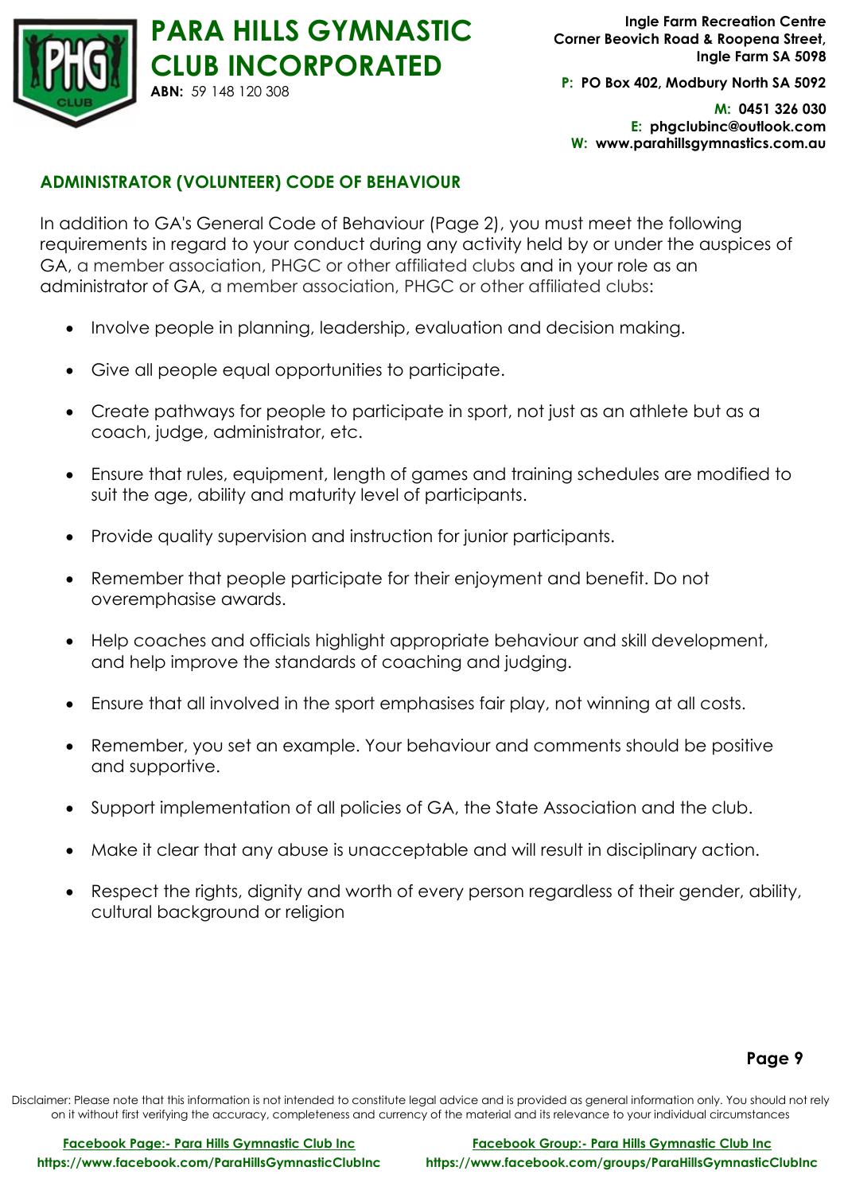## ADMINISTRATOR (VOLUNTEER) CODE OF BEHAVIOUR

In addition to GA's General Code of Behaviour (Page 2), you must meet the following requirements in regard to your conduct during any activity held by or under the auspices of GA, a member association, PHGC or other affiliated clubs and in your role as an administrator of GA, a member association, PHGC or other affiliated clubs:

- Involve people in planning, leadership, evaluation and decision making.
- Give all people equal opportunities to participate.
- Create pathways for people to participate in sport, not just as an athlete but as a coach, judge, administrator, etc.
- Ensure that rules, equipment, length of games and training schedules are modified to suit the age, ability and maturity level of participants.
- Provide quality supervision and instruction for junior participants.
- Remember that people participate for their enjoyment and benefit. Do not overemphasise awards.
- Help coaches and officials highlight appropriate behaviour and skill development, and help improve the standards of coaching and judging.
- Ensure that all involved in the sport emphasises fair play, not winning at all costs.
- Remember, you set an example. Your behaviour and comments should be positive and supportive.
- Support implementation of all policies of GA, the State Association and the club.
- Make it clear that any abuse is unacceptable and will result in disciplinary action.
- Respect the rights, dignity and worth of every person regardless of their gender, ability, cultural background or religion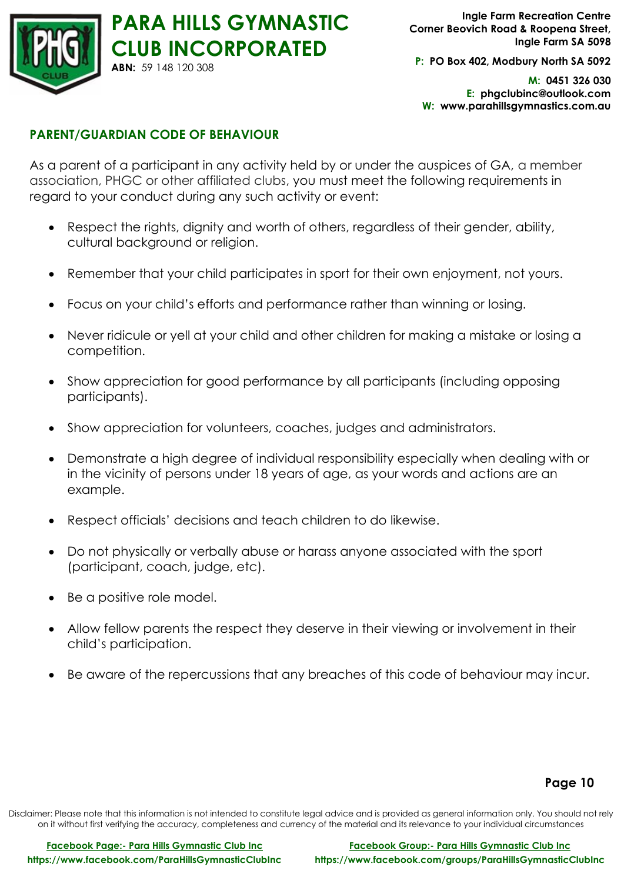## PARENT/GUARDIAN CODE OF BEHAVIOUR

As a parent of a participant in any activity held by or under the auspices of GA, a member association, PHGC or other affiliated clubs, you must meet the following requirements in regard to your conduct during any such activity or event:

- Respect the rights, dignity and worth of others, regardless of their gender, ability, cultural background or religion.
- Remember that your child participates in sport for their own enjoyment, not yours.
- Focus on your child's efforts and performance rather than winning or losing.
- Never ridicule or yell at your child and other children for making a mistake or losing a competition.
- Show appreciation for good performance by all participants (including opposing participants).
- Show appreciation for volunteers, coaches, judges and administrators.
- Demonstrate a high degree of individual responsibility especially when dealing with or in the vicinity of persons under 18 years of age, as your words and actions are an example.
- Respect officials' decisions and teach children to do likewise.
- Do not physically or verbally abuse or harass anyone associated with the sport (participant, coach, judge, etc).
- Be a positive role model.
- Allow fellow parents the respect they deserve in their viewing or involvement in their child's participation.
- Be aware of the repercussions that any breaches of this code of behaviour may incur.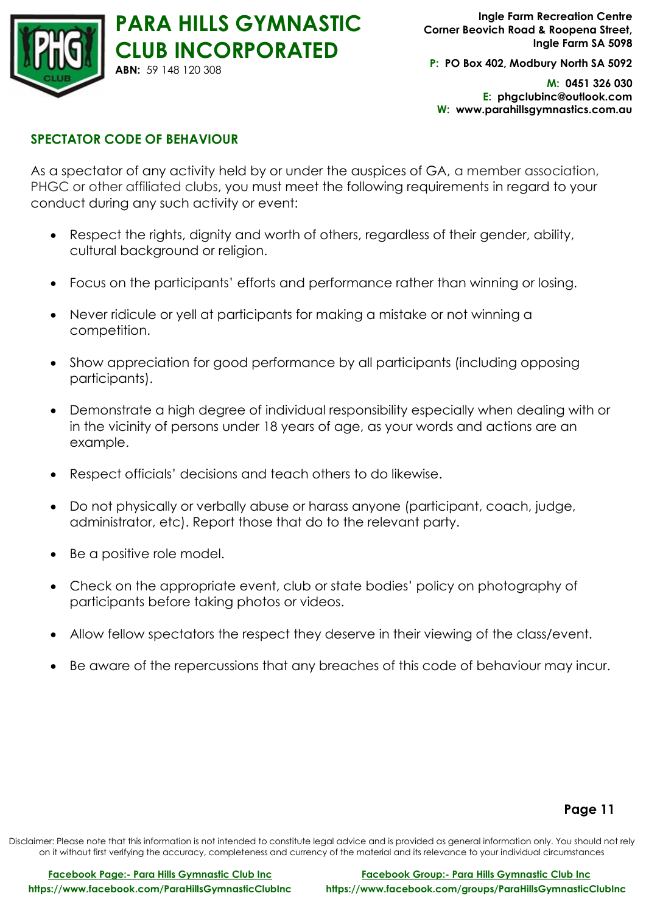## SPECTATOR CODE OF BEHAVIOUR

As a spectator of any activity held by or under the auspices of GA, a member association, PHGC or other affiliated clubs, you must meet the following requirements in regard to your conduct during any such activity or event:

- Respect the rights, dignity and worth of others, regardless of their gender, ability, cultural background or religion.
- Focus on the participants' efforts and performance rather than winning or losing.
- Never ridicule or yell at participants for making a mistake or not winning a competition.
- Show appreciation for good performance by all participants (including opposing participants).
- Demonstrate a high degree of individual responsibility especially when dealing with or in the vicinity of persons under 18 years of age, as your words and actions are an example.
- Respect officials' decisions and teach others to do likewise.
- Do not physically or verbally abuse or harass anyone (participant, coach, judge, administrator, etc). Report those that do to the relevant party.
- Be a positive role model.
- Check on the appropriate event, club or state bodies' policy on photography of participants before taking photos or videos.
- Allow fellow spectators the respect they deserve in their viewing of the class/event.
- Be aware of the repercussions that any breaches of this code of behaviour may incur.